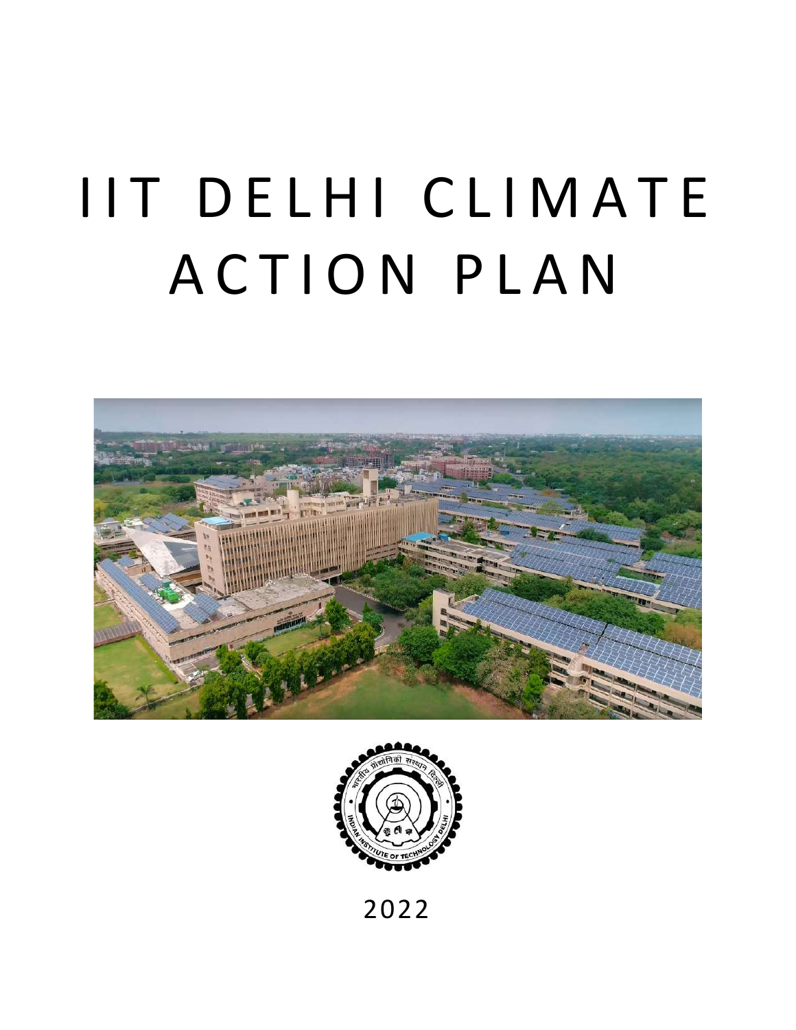# IIT DELHI CLIMATE ACTION PLAN

2022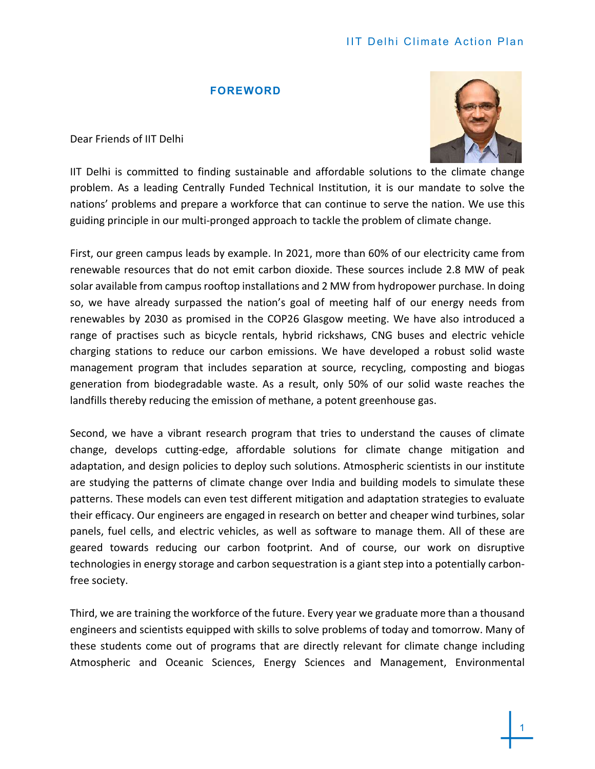## FOREWORD

Dear Friends of IIT Delhi

IIT Delhi is committed to finding sustainable and affordable solutions to the climate change problem. As a leading Centrally Funded Technical Institution, it is our mandate to solve the nations' problems and prepare a workforce that can continue to serve the nation. We use this guiding principle in our multi-pronged approach to tackle the problem of climate change.

First, our green campus leads by example. In 2021, more than 60% of our electricity came from renewable resources that do not emit carbon dioxide. These sources include 2.8 MW of peak solar available from campus rooftop installations and 2 MW from hydropower purchase. In doing so, we have already surpassed the nation's goal of meeting half of our energy needs from renewables by 2030 as promised in the COP26 Glasgow meeting. We have also introduced a range of practises such as bicycle rentals, hybrid rickshaws, CNG buses and electric vehicle charging stations to reduce our carbon emissions. We have developed a robust solid waste management program that includes separation at source, recycling, composting and biogas generation from biodegradable waste. As a result, only 50% of our solid waste reaches the landfills thereby reducing the emission of methane, a potent greenhouse gas.

Second, we have a vibrant research program that tries to understand the causes of climate change, develops cutting-edge, affordable solutions for climate change mitigation and adaptation, and design policies to deploy such solutions. Atmospheric scientists in our institute are studying the patterns of climate change over India and building models to simulate these patterns. These models can even test different mitigation and adaptation strategies to evaluate their efficacy. Our engineers are engaged in research on better and cheaper wind turbines, solar panels, fuel cells, and electric vehicles, as well as software to manage them. All of these are geared towards reducing our carbon footprint. And of course, our work on disruptive technologies in energy storage and carbon sequestration is a giant step into a potentially carbon-free society.

Third, we are training the workforce of the future. Every year we graduate more than a thousand engineers and scientists equipped with skills to solve problems of today and tomorrow. Many of these students come out of programs that are directly relevant for climate change including Atmospheric and Oceanic Sciences, Energy Sciences and Management, Environmental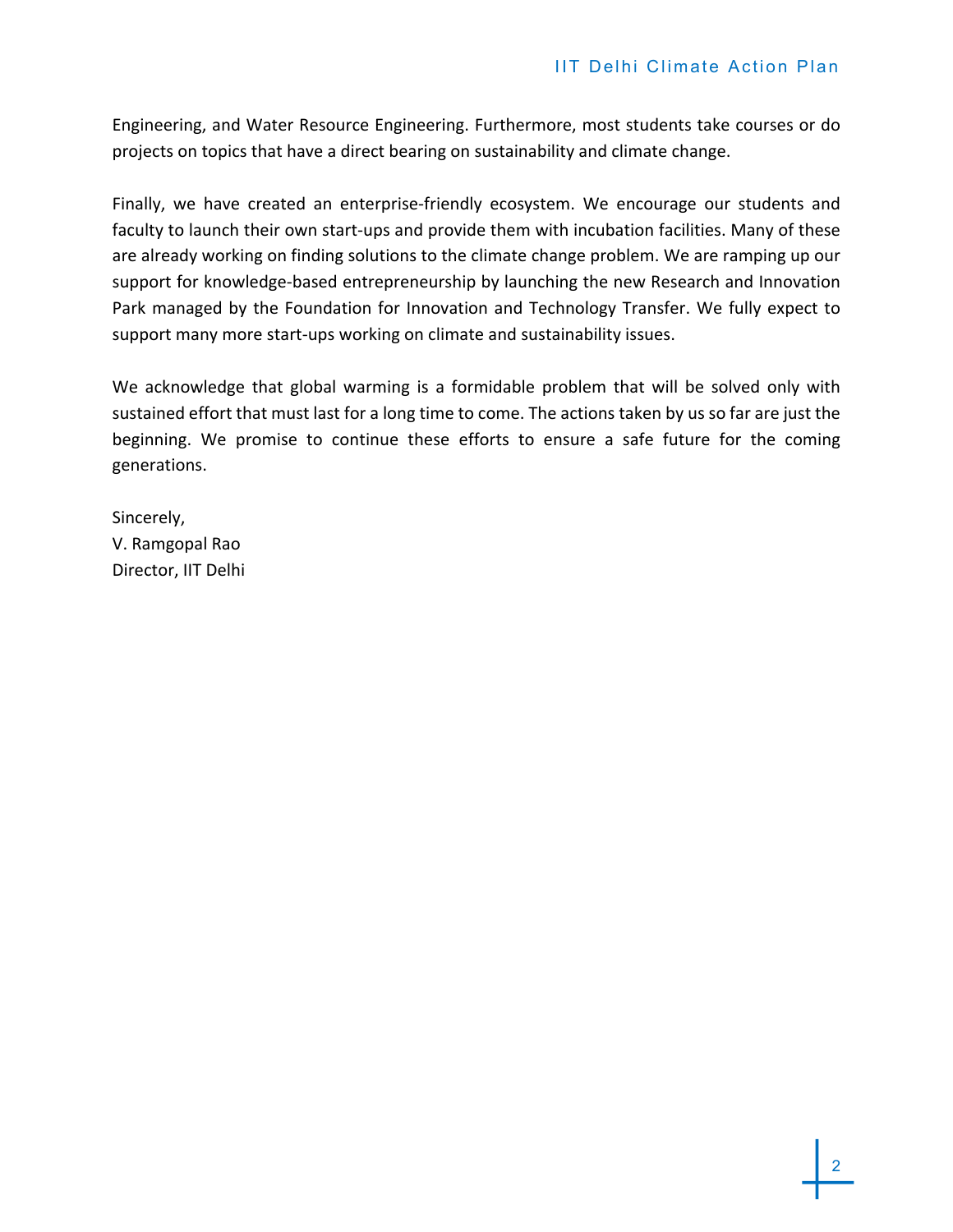Engineering, and Water Resource Engineering. Furthermore, most students take courses or do projects on topics that have a direct bearing on sustainability and climate change.

Finally, we have created an enterprise-friendly ecosystem. We encourage our students and faculty to launch their own start-ups and provide them with incubation facilities. Many of these are already working on finding solutions to the climate change problem. We are ramping up our support for knowledge-based entrepreneurship by launching the new Research and Innovation Park managed by the Foundation for Innovation and Technology Transfer. We fully expect to support many more start-ups working on climate and sustainability issues.

We acknowledge that global warming is a formidable problem that will be solved only with sustained effort that must last for a long time to come. The actions taken by us so far are just the beginning. We promise to continue these efforts to ensure a safe future for the coming generations.

Sincerely,
V. Ramgopal Rao
Director, IIT Delhi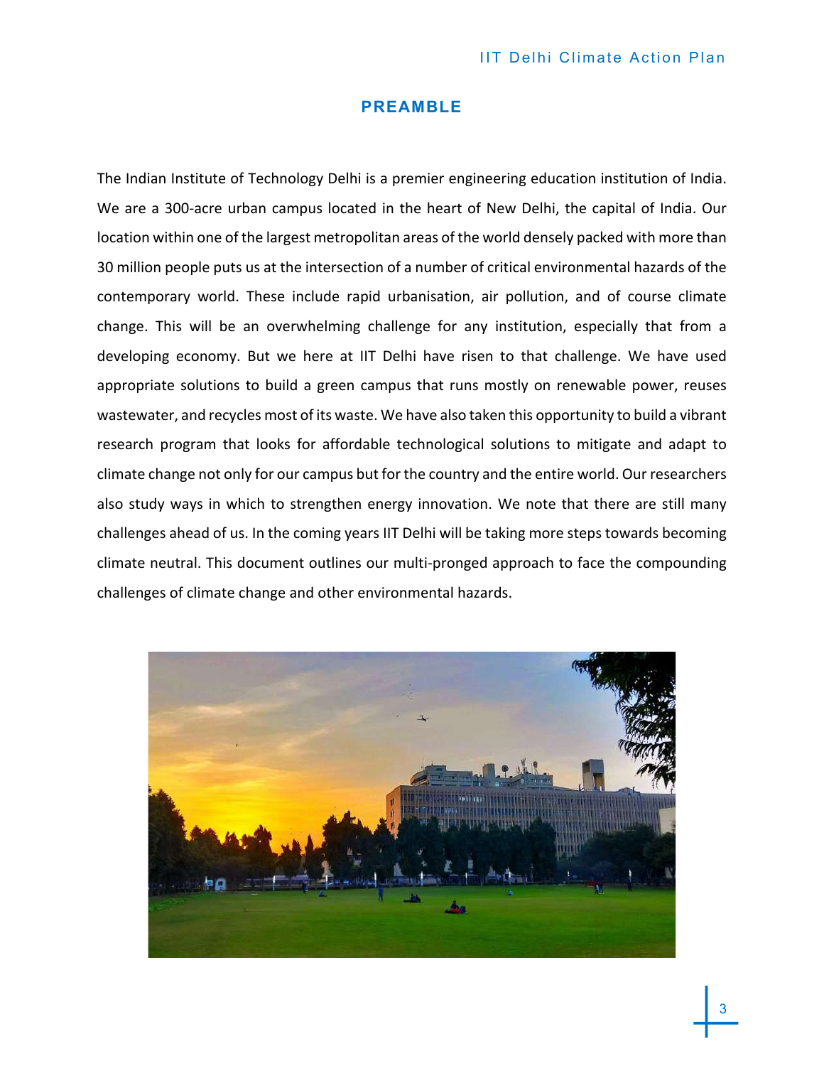# PREAMBLE

The Indian Institute of Technology Delhi is a premier engineering education institution of India. We are a 300-acre urban campus located in the heart of New Delhi, the capital of India. Our location within one of the largest metropolitan areas of the world densely packed with more than 30 million people puts us at the intersection of a number of critical environmental hazards of the contemporary world. These include rapid urbanisation, air pollution, and of course climate change. This will be an overwhelming challenge for any institution, especially that from a developing economy. But we here at IIT Delhi have risen to that challenge. We have used appropriate solutions to build a green campus that runs mostly on renewable power, reuses wastewater, and recycles most of its waste. We have also taken this opportunity to build a vibrant research program that looks for affordable technological solutions to mitigate and adapt to climate change not only for our campus but for the country and the entire world. Our researchers also study ways in which to strengthen energy innovation. We note that there are still many challenges ahead of us. In the coming years IIT Delhi will be taking more steps towards becoming climate neutral. This document outlines our multi-pronged approach to face the compounding challenges of climate change and other environmental hazards.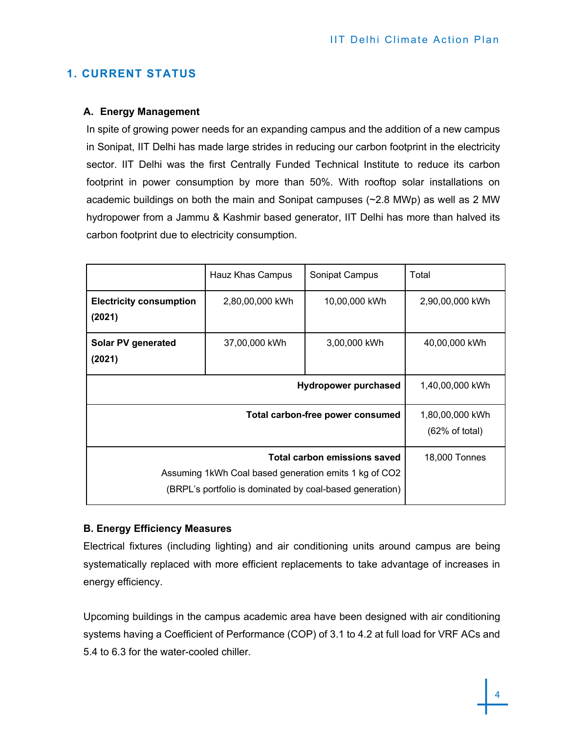## 1. CURRENT STATUS

### A. Energy Management

In spite of growing power needs for an expanding campus and the addition of a new campus in Sonipat, IIT Delhi has made large strides in reducing our carbon footprint in the electricity sector. IIT Delhi was the first Centrally Funded Technical Institute to reduce its carbon footprint in power consumption by more than 50%. With rooftop solar installations on academic buildings on both the main and Sonipat campuses (~2.8 MWp) as well as 2 MW hydropower from a Jammu & Kashmir based generator, IIT Delhi has more than halved its carbon footprint due to electricity consumption.

| | Hauz Khas Campus | Sonipat Campus | Total |
|---|---|---|---|
| **Electricity consumption (2021)** | 2,80,00,000 kWh | 10,00,000 kWh | 2,90,00,000 kWh |
| **Solar PV generated (2021)** | 37,00,000 kWh | 3,00,000 kWh | 40,00,000 kWh |
| | | **Hydropower purchased** | 1,40,00,000 kWh |
| | | **Total carbon-free power consumed** | 1,80,00,000 kWh (62% of total) |
| | | **Total carbon emissions saved** Assuming 1kWh Coal based generation emits 1 kg of $CO_2$ (BRPL's portfolio is dominated by coal-based generation) | 18,000 Tonnes |

### B. Energy Efficiency Measures

Electrical fixtures (including lighting) and air conditioning units around campus are being systematically replaced with more efficient replacements to take advantage of increases in energy efficiency.

Upcoming buildings in the campus academic area have been designed with air conditioning systems having a Coefficient of Performance (COP) of 3.1 to 4.2 at full load for VRF ACs and 5.4 to 6.3 for the water-cooled chiller.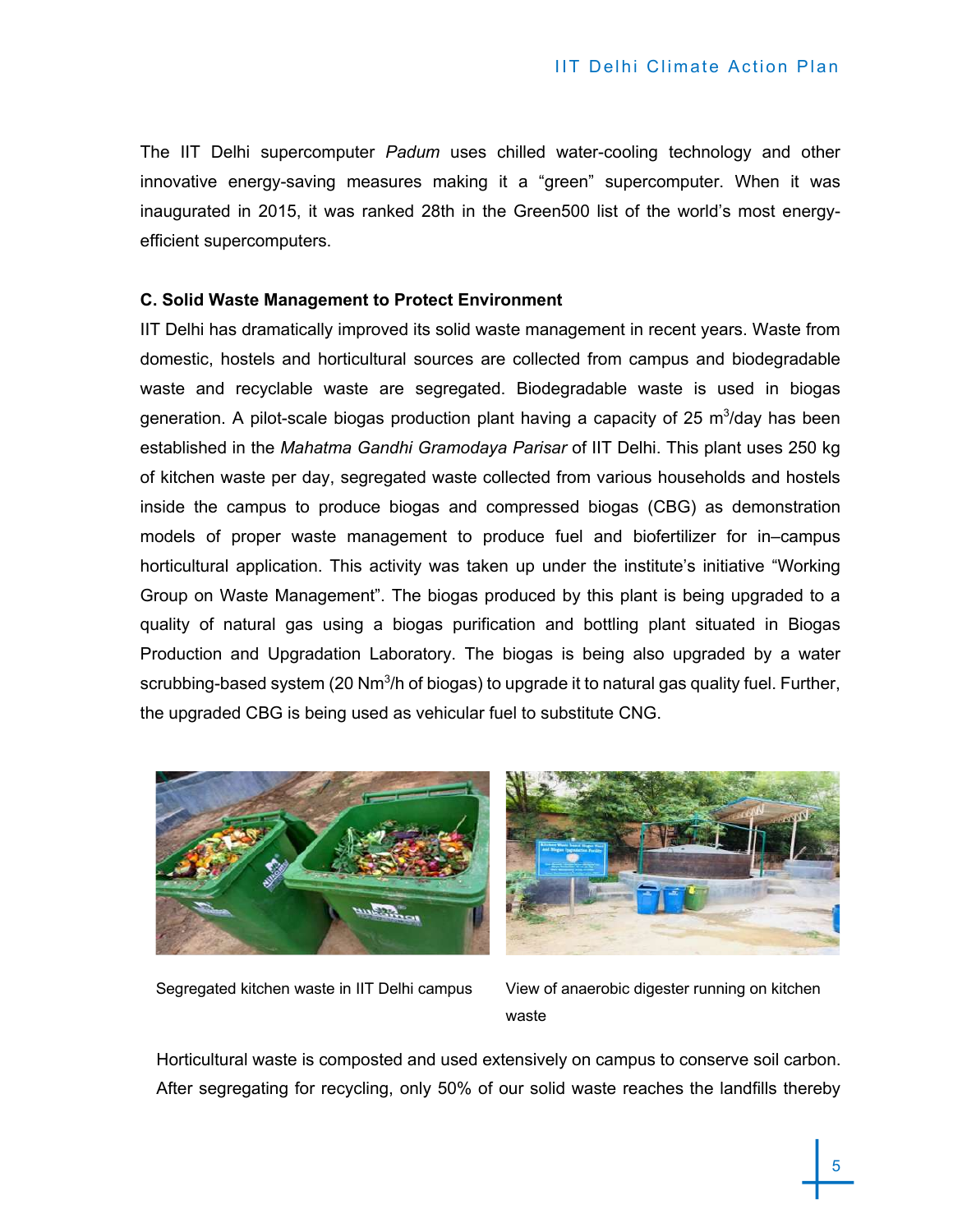The IIT Delhi supercomputer *Padum* uses chilled water-cooling technology and other innovative energy-saving measures making it a “green” supercomputer. When it was inaugurated in 2015, it was ranked 28th in the Green500 list of the world’s most energy-efficient supercomputers.

**C. Solid Waste Management to Protect Environment**

IIT Delhi has dramatically improved its solid waste management in recent years. Waste from domestic, hostels and horticultural sources are collected from campus and biodegradable waste and recyclable waste are segregated. Biodegradable waste is used in biogas generation. A pilot-scale biogas production plant having a capacity of 25 $m^3$/day has been established in the *Mahatma Gandhi Gramodaya Parisar* of IIT Delhi. This plant uses 250 kg of kitchen waste per day, segregated waste collected from various households and hostels inside the campus to produce biogas and compressed biogas (CBG) as demonstration models of proper waste management to produce fuel and biofertilizer for in–campus horticultural application. This activity was taken up under the institute’s initiative “Working Group on Waste Management”. The biogas produced by this plant is being upgraded to a quality of natural gas using a biogas purification and bottling plant situated in Biogas Production and Upgradation Laboratory. The biogas is being also upgraded by a water scrubbing-based system (20 $Nm^3$/h of biogas) to upgrade it to natural gas quality fuel. Further, the upgraded CBG is being used as vehicular fuel to substitute CNG.

Segregated kitchen waste in IIT Delhi campus

View of anaerobic digester running on kitchen waste

Horticultural waste is composted and used extensively on campus to conserve soil carbon. After segregating for recycling, only 50% of our solid waste reaches the landfills thereby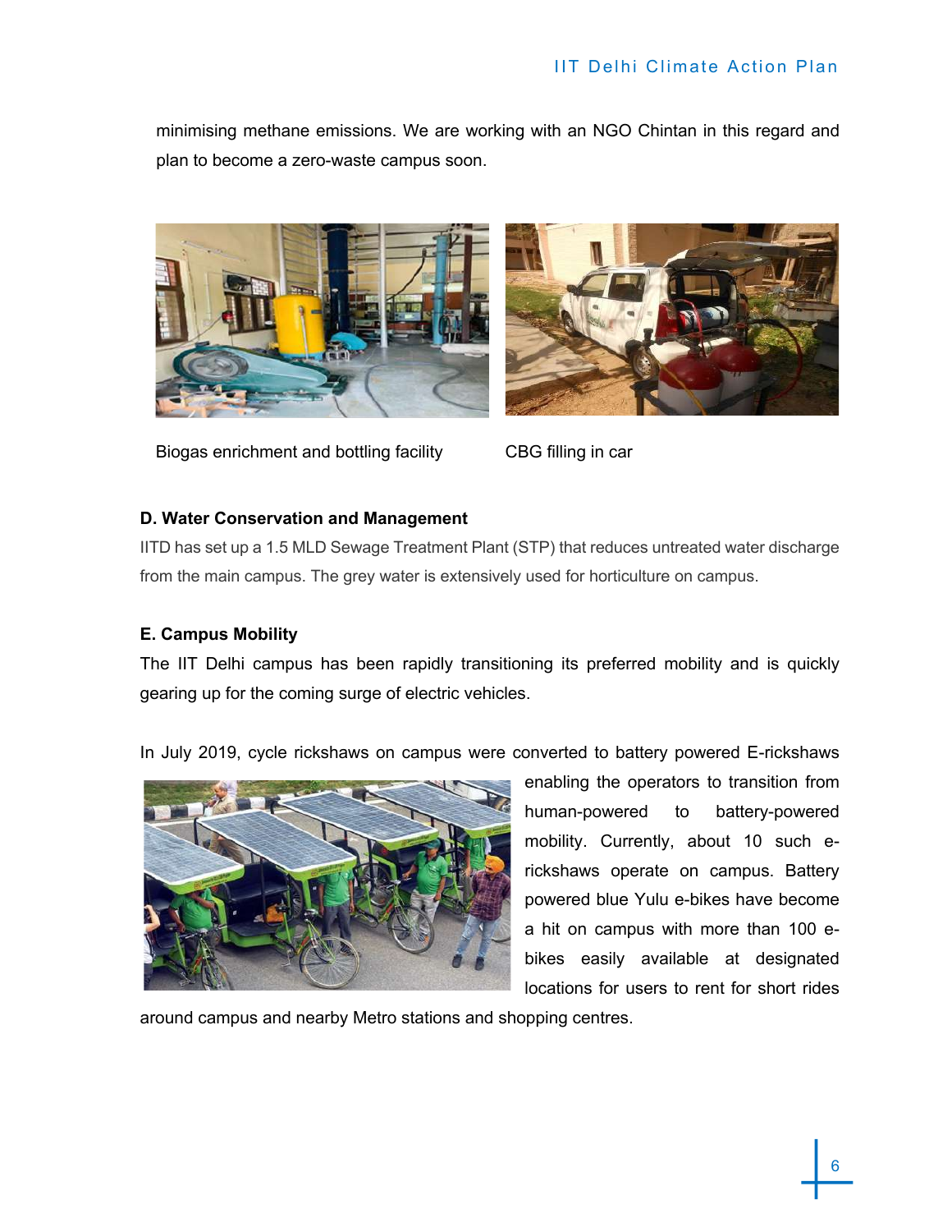minimising methane emissions. We are working with an NGO Chintan in this regard and plan to become a zero-waste campus soon.

Biogas enrichment and bottling facility

CBG filling in car

**D. Water Conservation and Management**

IITD has set up a 1.5 MLD Sewage Treatment Plant (STP) that reduces untreated water discharge from the main campus. The grey water is extensively used for horticulture on campus.

**E. Campus Mobility**

The IIT Delhi campus has been rapidly transitioning its preferred mobility and is quickly gearing up for the coming surge of electric vehicles.

In July 2019, cycle rickshaws on campus were converted to battery powered E-rickshaws enabling the operators to transition from human-powered to battery-powered mobility. Currently, about 10 such e-rickshaws operate on campus. Battery powered blue Yulu e-bikes have become a hit on campus with more than 100 e-bikes easily available at designated locations for users to rent for short rides around campus and nearby Metro stations and shopping centres.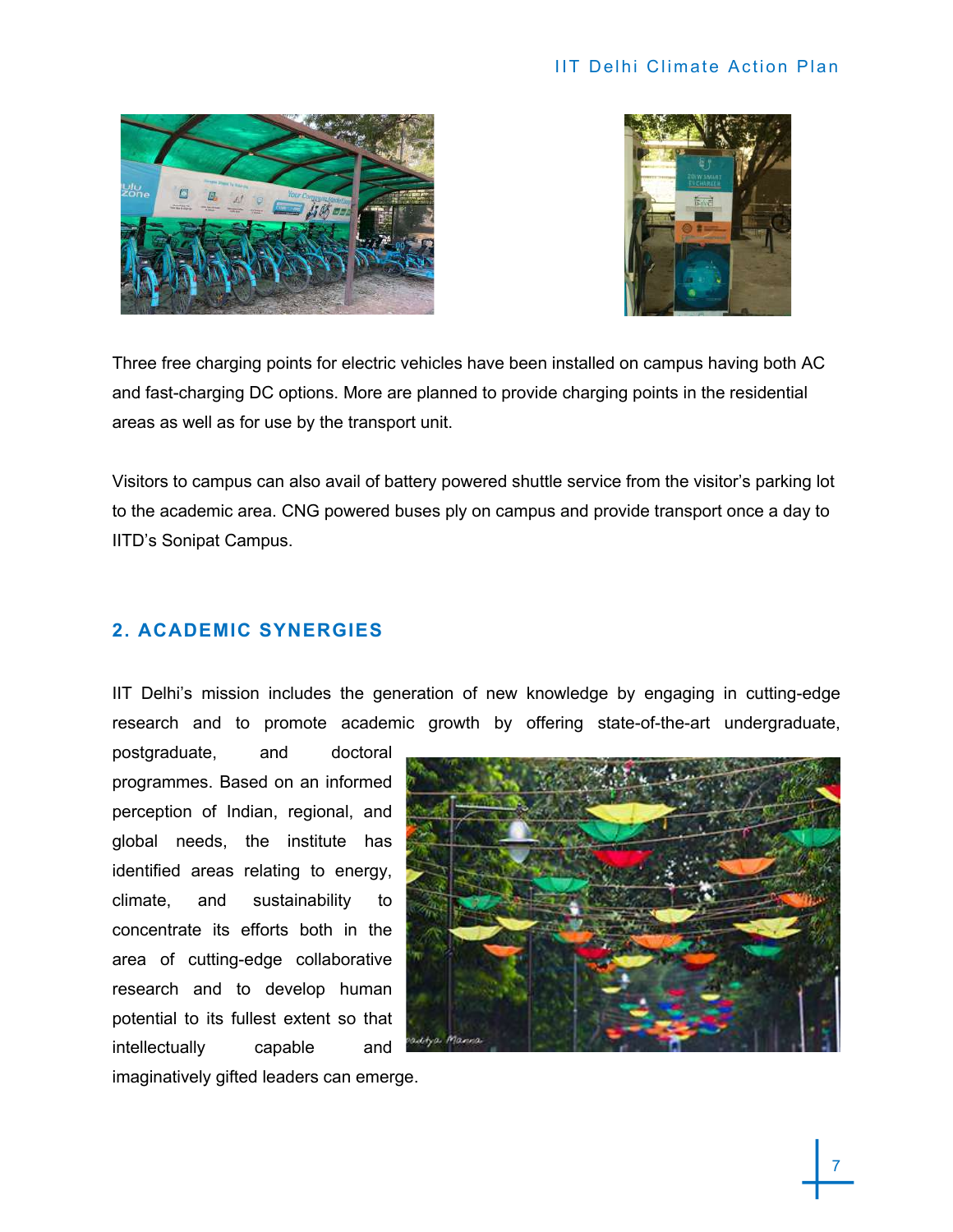Three free charging points for electric vehicles have been installed on campus having both AC and fast-charging DC options. More are planned to provide charging points in the residential areas as well as for use by the transport unit.

Visitors to campus can also avail of battery powered shuttle service from the visitor's parking lot to the academic area. CNG powered buses ply on campus and provide transport once a day to IITD's Sonipat Campus.

## 2. ACADEMIC SYNERGIES

IIT Delhi's mission includes the generation of new knowledge by engaging in cutting-edge research and to promote academic growth by offering state-of-the-art undergraduate, postgraduate, and doctoral programmes. Based on an informed perception of Indian, regional, and global needs, the institute has identified areas relating to energy, climate, and sustainability to concentrate its efforts both in the area of cutting-edge collaborative research and to develop human potential to its fullest extent so that intellectually capable and imaginatively gifted leaders can emerge.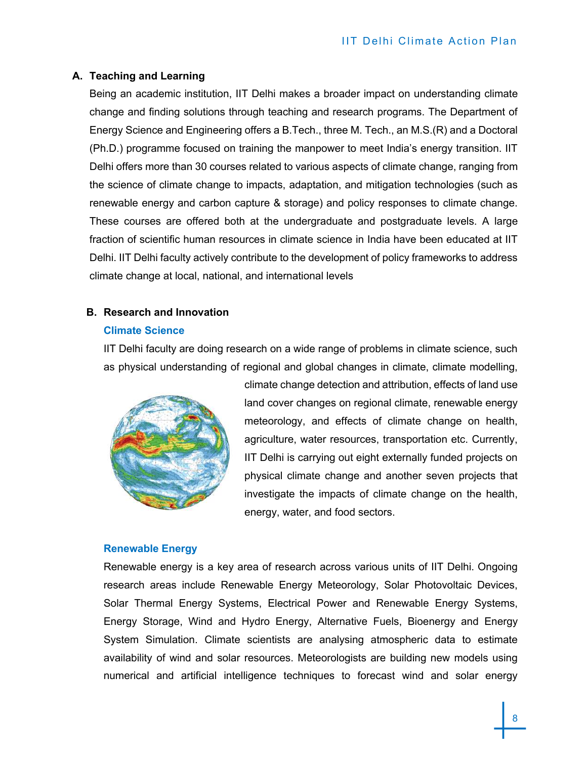## A. Teaching and Learning

Being an academic institution, IIT Delhi makes a broader impact on understanding climate change and finding solutions through teaching and research programs. The Department of Energy Science and Engineering offers a B.Tech., three M. Tech., an M.S.(R) and a Doctoral (Ph.D.) programme focused on training the manpower to meet India's energy transition. IIT Delhi offers more than 30 courses related to various aspects of climate change, ranging from the science of climate change to impacts, adaptation, and mitigation technologies (such as renewable energy and carbon capture & storage) and policy responses to climate change. These courses are offered both at the undergraduate and postgraduate levels. A large fraction of scientific human resources in climate science in India have been educated at IIT Delhi. IIT Delhi faculty actively contribute to the development of policy frameworks to address climate change at local, national, and international levels

## B. Research and Innovation

### Climate Science

IIT Delhi faculty are doing research on a wide range of problems in climate science, such as physical understanding of regional and global changes in climate, climate modelling, climate change detection and attribution, effects of land use land cover changes on regional climate, renewable energy meteorology, and effects of climate change on health, agriculture, water resources, transportation etc. Currently, IIT Delhi is carrying out eight externally funded projects on physical climate change and another seven projects that investigate the impacts of climate change on the health, energy, water, and food sectors.

### Renewable Energy

Renewable energy is a key area of research across various units of IIT Delhi. Ongoing research areas include Renewable Energy Meteorology, Solar Photovoltaic Devices, Solar Thermal Energy Systems, Electrical Power and Renewable Energy Systems, Energy Storage, Wind and Hydro Energy, Alternative Fuels, Bioenergy and Energy System Simulation. Climate scientists are analysing atmospheric data to estimate availability of wind and solar resources. Meteorologists are building new models using numerical and artificial intelligence techniques to forecast wind and solar energy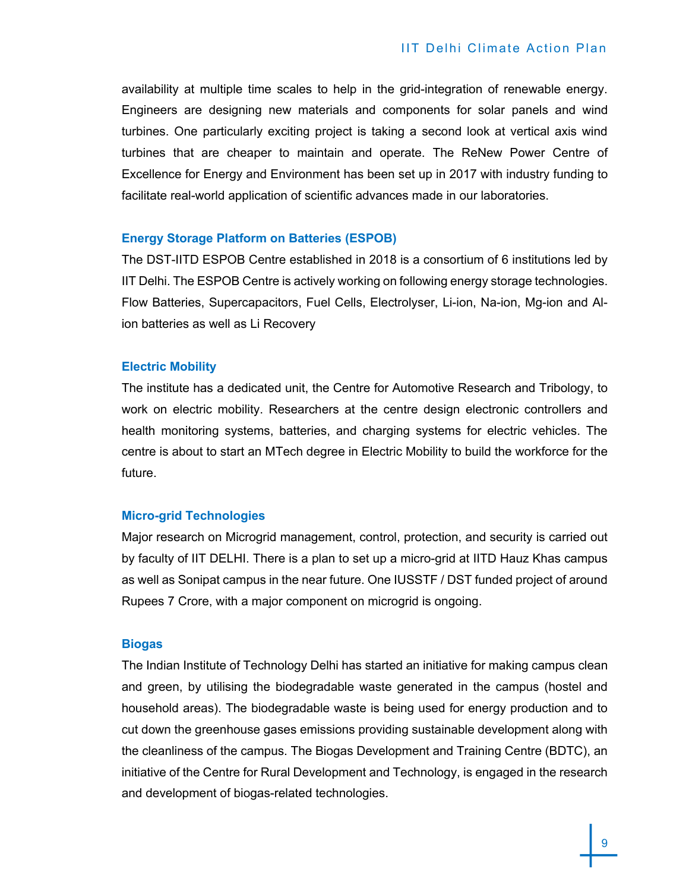availability at multiple time scales to help in the grid-integration of renewable energy. Engineers are designing new materials and components for solar panels and wind turbines. One particularly exciting project is taking a second look at vertical axis wind turbines that are cheaper to maintain and operate. The ReNew Power Centre of Excellence for Energy and Environment has been set up in 2017 with industry funding to facilitate real-world application of scientific advances made in our laboratories.

### Energy Storage Platform on Batteries (ESPOB)

The DST-IITD ESPOB Centre established in 2018 is a consortium of 6 institutions led by IIT Delhi. The ESPOB Centre is actively working on following energy storage technologies. Flow Batteries, Supercapacitors, Fuel Cells, Electrolyser, Li-ion, Na-ion, Mg-ion and Al-ion batteries as well as Li Recovery

### Electric Mobility

The institute has a dedicated unit, the Centre for Automotive Research and Tribology, to work on electric mobility. Researchers at the centre design electronic controllers and health monitoring systems, batteries, and charging systems for electric vehicles. The centre is about to start an MTech degree in Electric Mobility to build the workforce for the future.

### Micro-grid Technologies

Major research on Microgrid management, control, protection, and security is carried out by faculty of IIT DELHI. There is a plan to set up a micro-grid at IITD Hauz Khas campus as well as Sonipat campus in the near future. One IUSSTF / DST funded project of around Rupees 7 Crore, with a major component on microgrid is ongoing.

### Biogas

The Indian Institute of Technology Delhi has started an initiative for making campus clean and green, by utilising the biodegradable waste generated in the campus (hostel and household areas). The biodegradable waste is being used for energy production and to cut down the greenhouse gases emissions providing sustainable development along with the cleanliness of the campus. The Biogas Development and Training Centre (BDTC), an initiative of the Centre for Rural Development and Technology, is engaged in the research and development of biogas-related technologies.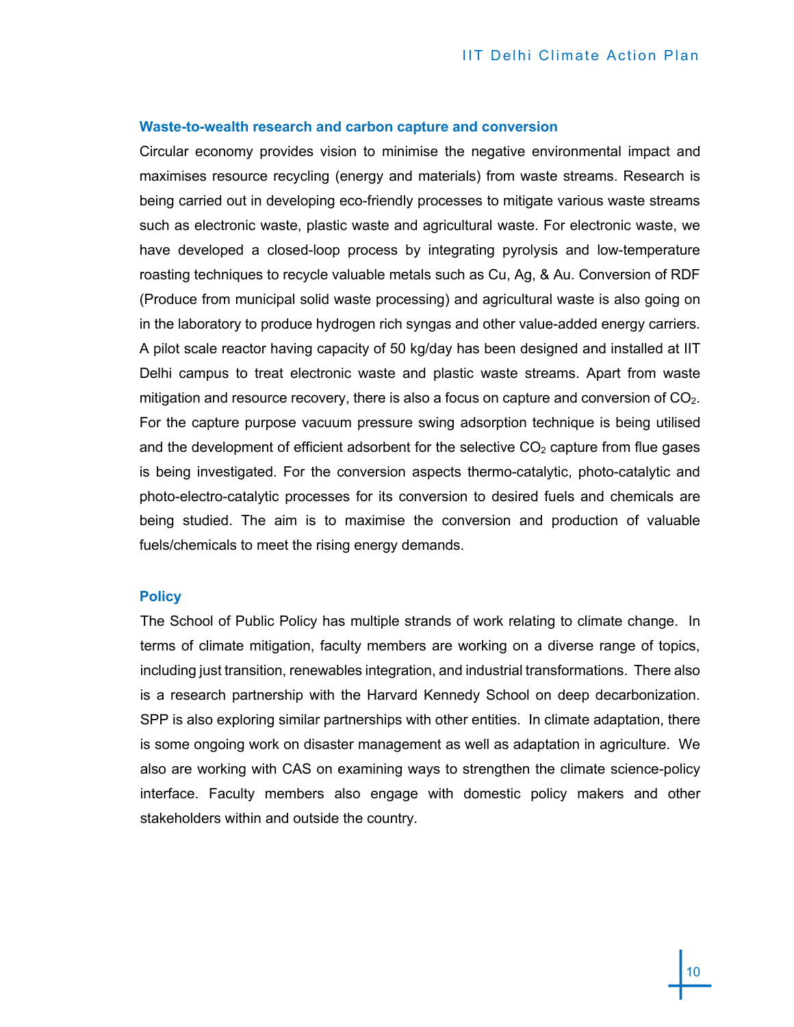### Waste-to-wealth research and carbon capture and conversion

Circular economy provides vision to minimise the negative environmental impact and maximises resource recycling (energy and materials) from waste streams. Research is being carried out in developing eco-friendly processes to mitigate various waste streams such as electronic waste, plastic waste and agricultural waste. For electronic waste, we have developed a closed-loop process by integrating pyrolysis and low-temperature roasting techniques to recycle valuable metals such as Cu, Ag, & Au. Conversion of RDF (Produce from municipal solid waste processing) and agricultural waste is also going on in the laboratory to produce hydrogen rich syngas and other value-added energy carriers. A pilot scale reactor having capacity of 50 kg/day has been designed and installed at IIT Delhi campus to treat electronic waste and plastic waste streams. Apart from waste mitigation and resource recovery, there is also a focus on capture and conversion of $CO_2$. For the capture purpose vacuum pressure swing adsorption technique is being utilised and the development of efficient adsorbent for the selective $CO_2$ capture from flue gases is being investigated. For the conversion aspects thermo-catalytic, photo-catalytic and photo-electro-catalytic processes for its conversion to desired fuels and chemicals are being studied. The aim is to maximise the conversion and production of valuable fuels/chemicals to meet the rising energy demands.

### Policy

The School of Public Policy has multiple strands of work relating to climate change. In terms of climate mitigation, faculty members are working on a diverse range of topics, including just transition, renewables integration, and industrial transformations. There also is a research partnership with the Harvard Kennedy School on deep decarbonization. SPP is also exploring similar partnerships with other entities. In climate adaptation, there is some ongoing work on disaster management as well as adaptation in agriculture. We also are working with CAS on examining ways to strengthen the climate science-policy interface. Faculty members also engage with domestic policy makers and other stakeholders within and outside the country.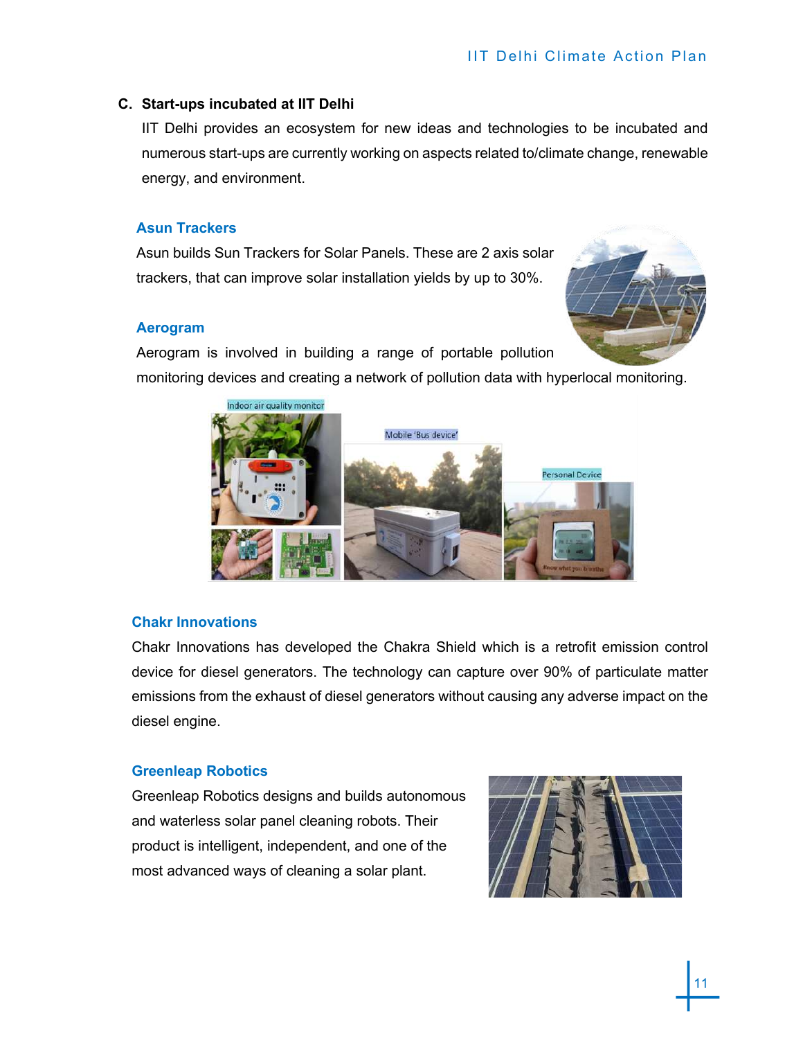## C. Start-ups incubated at IIT Delhi

IIT Delhi provides an ecosystem for new ideas and technologies to be incubated and numerous start-ups are currently working on aspects related to/climate change, renewable energy, and environment.

### Asun Trackers

Asun builds Sun Trackers for Solar Panels. These are 2 axis solar trackers, that can improve solar installation yields by up to 30%.

### Aerogram

Aerogram is involved in building a range of portable pollution monitoring devices and creating a network of pollution data with hyperlocal monitoring.

### Chakr Innovations

Chakr Innovations has developed the Chakra Shield which is a retrofit emission control device for diesel generators. The technology can capture over 90% of particulate matter emissions from the exhaust of diesel generators without causing any adverse impact on the diesel engine.

### Greenleap Robotics

Greenleap Robotics designs and builds autonomous and waterless solar panel cleaning robots. Their product is intelligent, independent, and one of the most advanced ways of cleaning a solar plant.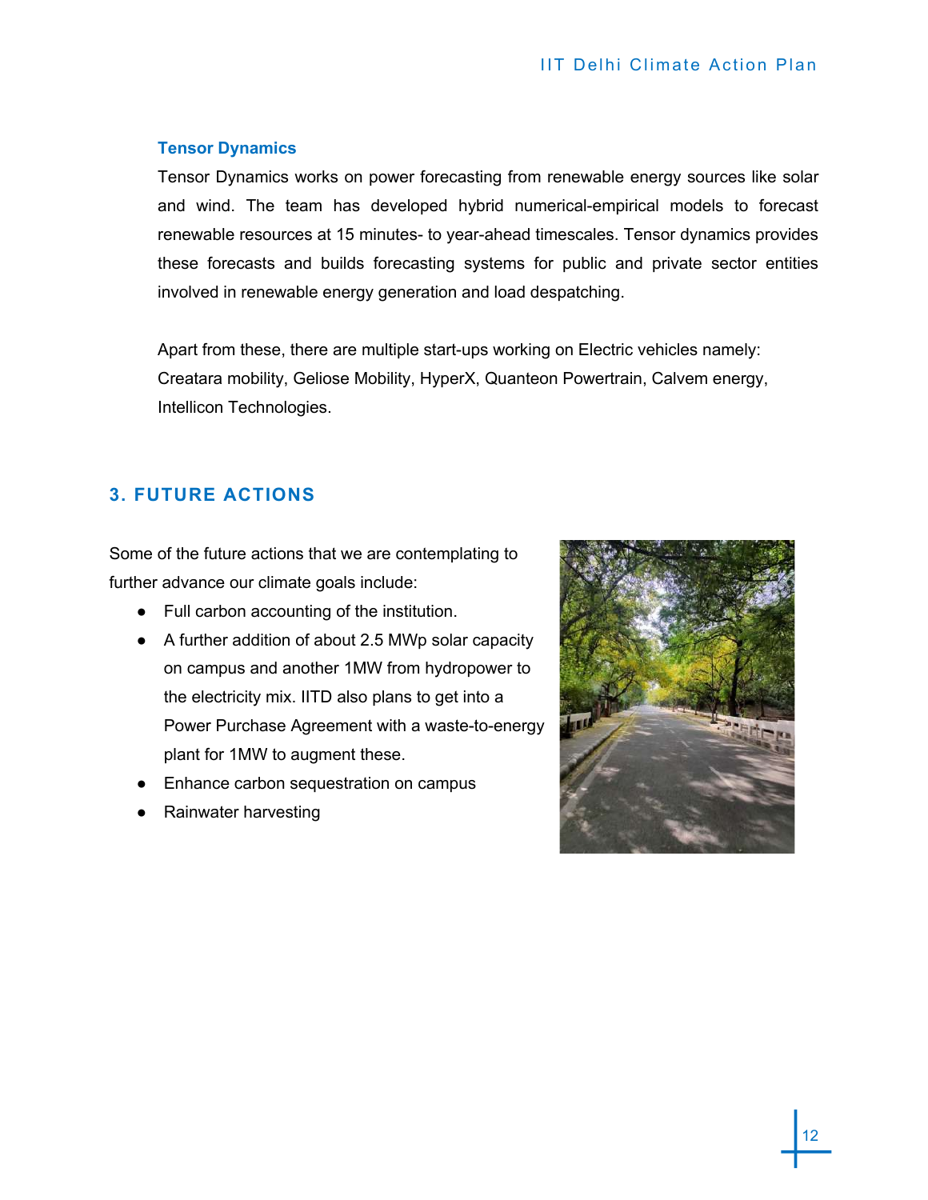### Tensor Dynamics

Tensor Dynamics works on power forecasting from renewable energy sources like solar and wind. The team has developed hybrid numerical-empirical models to forecast renewable resources at 15 minutes- to year-ahead timescales. Tensor dynamics provides these forecasts and builds forecasting systems for public and private sector entities involved in renewable energy generation and load despatching.

Apart from these, there are multiple start-ups working on Electric vehicles namely: Creatara mobility, Geliose Mobility, HyperX, Quanteon Powertrain, Calvem energy, Intellicon Technologies.

## 3. FUTURE ACTIONS

Some of the future actions that we are contemplating to further advance our climate goals include:

- Full carbon accounting of the institution.
- A further addition of about 2.5 MWp solar capacity on campus and another 1MW from hydropower to the electricity mix. IITD also plans to get into a Power Purchase Agreement with a waste-to-energy plant for 1MW to augment these.
- Enhance carbon sequestration on campus
- Rainwater harvesting